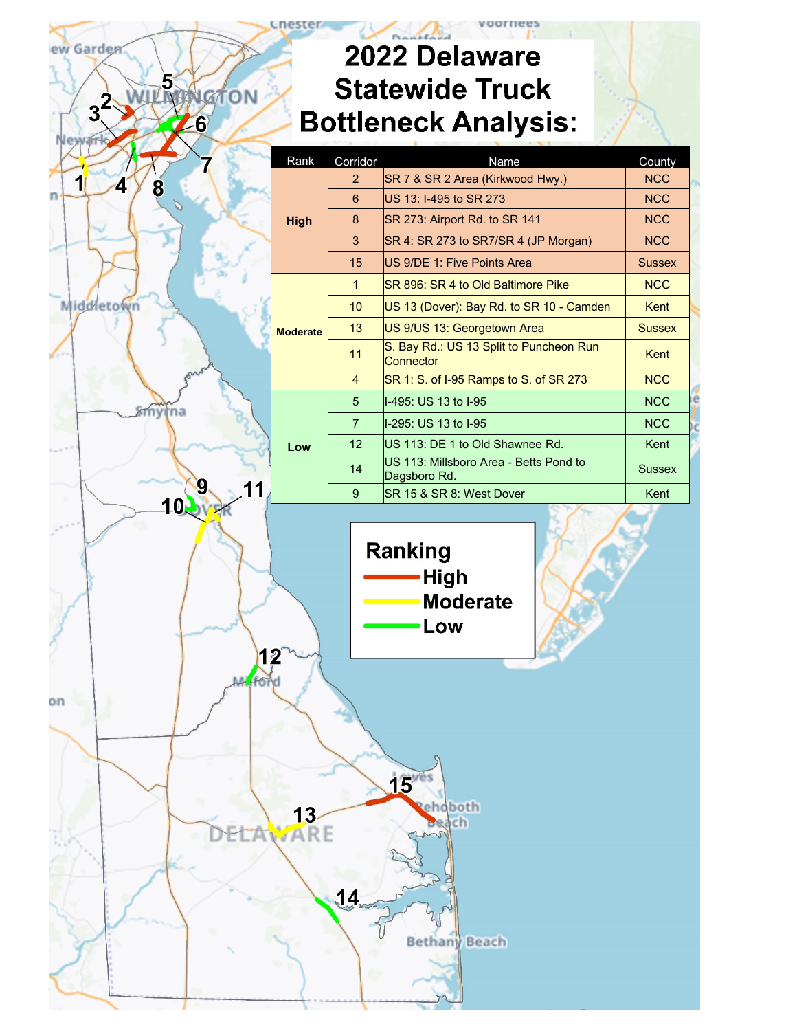# 2022 Delaware Statewide Truck Bottleneck Analysis:

| Rank | Corridor | Name | County |
|---|---|---|---|
| High | 2 | SR 7 & SR 2 Area (Kirkwood Hwy.) | NCC |
| | 6 | US 13: I-495 to SR 273 | NCC |
| | 8 | SR 273: Airport Rd. to SR 141 | NCC |
| | 3 | SR 4: SR 273 to SR7/SR 4 (JP Morgan) | NCC |
| | 15 | US 9/DE 1: Five Points Area | Sussex |
| Moderate | 1 | SR 896: SR 4 to Old Baltimore Pike | NCC |
| | 10 | US 13 (Dover): Bay Rd. to SR 10 - Camden | Kent |
| | 13 | US 9/US 13: Georgetown Area | Sussex |
| | 11 | S. Bay Rd.: US 13 Split to Puncheon Run Connector | Kent |
| | 4 | SR 1: S. of I-95 Ramps to S. of SR 273 | NCC |
| Low | 5 | I-495: US 13 to I-95 | NCC |
| | 7 | I-295: US 13 to I-95 | NCC |
| | 12 | US 113: DE 1 to Old Shawnee Rd. | Kent |
| | 14 | US 113: Millsboro Area - Betts Pond to Dagsboro Rd. | Sussex |
| | 9 | SR 15 & SR 8: West Dover | Kent |

**Ranking**
- High
- Moderate
- Low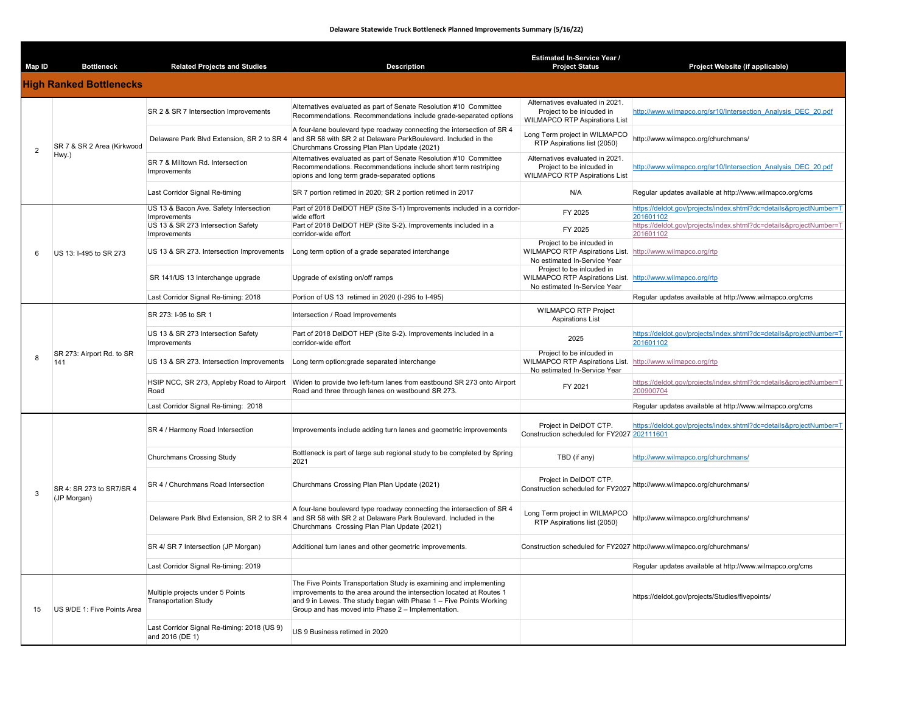# Delaware Statewide Truck Bottleneck Planned Improvements Summary (5/16/22)

| Map ID | Bottleneck | Related Projects and Studies | Description | Estimated In-Service Year / Project Status | Project Website (if applicable) |
|---|---|---|---|---|---|
| **High Ranked Bottlenecks** | | | | | |
| 2 | SR 7 & SR 2 Area (Kirkwood Hwy.) | SR 2 & SR 7 Intersection Improvements | Alternatives evaluated as part of Senate Resolution #10 Committee Recommendations. Recommendations include grade-separated options | Alternatives evaluated in 2021. Project to be inlcuded in WILMAPCO RTP Aspirations List | http://www.wilmapco.org/sr10/Intersection_Analysis_DEC_20.pdf |
| | | Delaware Park Blvd Extension, SR 2 to SR 4 | A four-lane boulevard type roadway connecting the intersection of SR 4 and SR 58 with SR 2 at Delaware ParkBoulevard. Included in the Churchmans Crossing Plan Plan Update (2021) | Long Term project in WILMAPCO RTP Aspirations list (2050) | http://www.wilmapco.org/churchmans/ |
| | | SR 7 & Milltown Rd. Intersection Improvements | Alternatives evaluated as part of Senate Resolution #10 Committee Recommendations. Recommendations include short term restriping opions and long term grade-separated options | Alternatives evaluated in 2021. Project to be inlcuded in WILMAPCO RTP Aspirations List | http://www.wilmapco.org/sr10/Intersection_Analysis_DEC_20.pdf |
| | | Last Corridor Signal Re-timing | SR 7 portion retimed in 2020; SR 2 portion retimed in 2017 | N/A | Regular updates available at http://www.wilmapco.org/cms |
| 6 | US 13: I-495 to SR 273 | US 13 & Bacon Ave. Safety Intersection Improvements | Part of 2018 DelDOT HEP (Site S-1) Improvements included in a corridor-wide effort | FY 2025 | https://deldot.gov/projects/index.shtml?dc=details&projectNumber=T201601102 |
| | | US 13 & SR 273 Intersection Safety Improvements | Part of 2018 DelDOT HEP (Site S-2). Improvements included in a corridor-wide effort | FY 2025 | https://deldot.gov/projects/index.shtml?dc=details&projectNumber=T201601102 |
| | | US 13 & SR 273. Intersection Improvements | Long term option of a grade separated interchange | Project to be inlcuded in WILMAPCO RTP Aspirations List. No estimated In-Service Year | http://www.wilmapco.org/rtp |
| | | SR 141/US 13 Interchange upgrade | Upgrade of existing on/off ramps | Project to be inlcuded in WILMAPCO RTP Aspirations List. No estimated In-Service Year | http://www.wilmapco.org/rtp |
| | | Last Corridor Signal Re-timing: 2018 | Portion of US 13 retimed in 2020 (I-295 to I-495) | | Regular updates available at http://www.wilmapco.org/cms |
| 8 | SR 273: Airport Rd. to SR 141 | SR 273: I-95 to SR 1 | Intersection / Road Improvements | WILMAPCO RTP Project Aspirations List | |
| | | US 13 & SR 273 Intersection Safety Improvements | Part of 2018 DelDOT HEP (Site S-2). Improvements included in a corridor-wide effort | 2025 | https://deldot.gov/projects/index.shtml?dc=details&projectNumber=T201601102 |
| | | US 13 & SR 273. Intersection Improvements | Long term option:grade separated interchange | Project to be inlcuded in WILMAPCO RTP Aspirations List. No estimated In-Service Year | http://www.wilmapco.org/rtp |
| | | HSIP NCC, SR 273, Appleby Road to Airport Road | Widen to provide two left-turn lanes from eastbound SR 273 onto Airport Road and three through lanes on westbound SR 273. | FY 2021 | https://deldot.gov/projects/index.shtml?dc=details&projectNumber=T200900704 |
| | | Last Corridor Signal Re-timing: 2018 | | | Regular updates available at http://www.wilmapco.org/cms |
| 3 | SR 4: SR 273 to SR7/SR 4 (JP Morgan) | SR 4 / Harmony Road Intersection | Improvements include adding turn lanes and geometric improvements | Project in DelDOT CTP. Construction scheduled for FY2027 | https://deldot.gov/projects/index.shtml?dc=details&projectNumber=T202111601 |
| | | Churchmans Crossing Study | Bottleneck is part of large sub regional study to be completed by Spring 2021 | TBD (if any) | http://www.wilmapco.org/churchmans/ |
| | | SR 4 / Churchmans Road Intersection | Churchmans Crossing Plan Plan Update (2021) | Project in DelDOT CTP. Construction scheduled for FY2027 | http://www.wilmapco.org/churchmans/ |
| | | Delaware Park Blvd Extension, SR 2 to SR 4 | A four-lane boulevard type roadway connecting the intersection of SR 4 and SR 58 with SR 2 at Delaware Park Boulevard. Included in the Churchmans Crossing Plan Plan Update (2021) | Long Term project in WILMAPCO RTP Aspirations list (2050) | http://www.wilmapco.org/churchmans/ |
| | | SR 4/ SR 7 Intersection (JP Morgan) | Additional turn lanes and other geometric improvements. | Construction scheduled for FY2027 | http://www.wilmapco.org/churchmans/ |
| | | Last Corridor Signal Re-timing: 2019 | | | Regular updates available at http://www.wilmapco.org/cms |
| 15 | US 9/DE 1: Five Points Area | Multiple projects under 5 Points Transportation Study | The Five Points Transportation Study is examining and implementing improvements to the area around the intersection located at Routes 1 and 9 in Lewes. The study began with Phase 1 – Five Points Working Group and has moved into Phase 2 – Implementation. | | https://deldot.gov/projects/Studies/fivepoints/ |
| | | Last Corridor Signal Re-timing: 2018 (US 9) and 2016 (DE 1) | US 9 Business retimed in 2020 | | |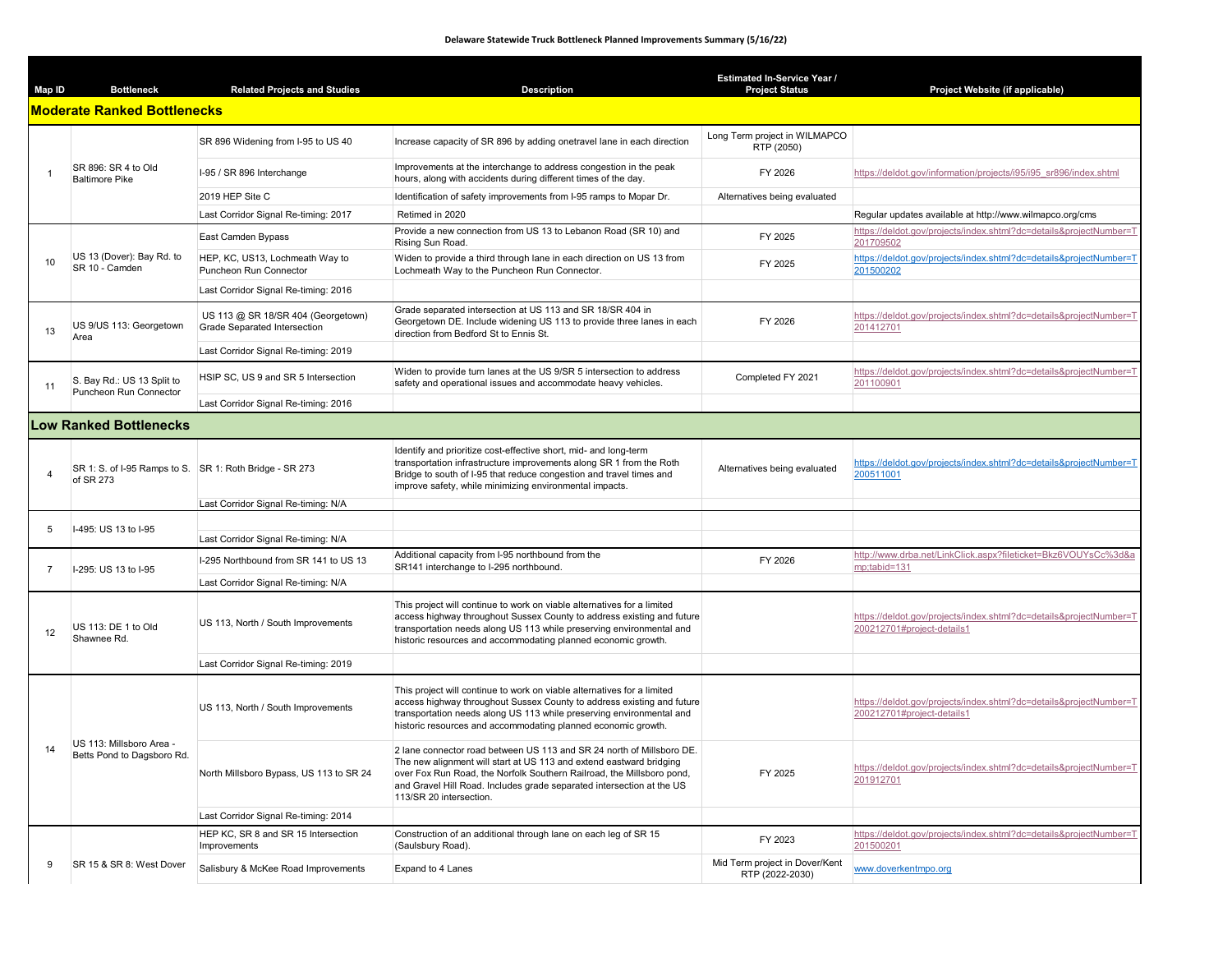**Delaware Statewide Truck Bottleneck Planned Improvements Summary (5/16/22)**

| Map ID | Bottleneck | Related Projects and Studies | Description | Estimated In-Service Year / Project Status | Project Website (if applicable) |
|---|---|---|---|---|---|
| **Moderate Ranked Bottlenecks** | | | | | |
| 1 | SR 896: SR 4 to Old Baltimore Pike | SR 896 Widening from I-95 to US 40 | Increase capacity of SR 896 by adding onetravel lane in each direction | Long Term project in WILMAPCO RTP (2050) | |
| | | I-95 / SR 896 Interchange | Improvements at the interchange to address congestion in the peak hours, along with accidents during different times of the day. | FY 2026 | https://deldot.gov/information/projects/i95/i95_sr896/index.shtml |
| | | 2019 HEP Site C | Identification of safety improvements from I-95 ramps to Mopar Dr. | Alternatives being evaluated | |
| | | Last Corridor Signal Re-timing: 2017 | Retimed in 2020 | | Regular updates available at http://www.wilmapco.org/cms |
| 10 | US 13 (Dover): Bay Rd. to SR 10 - Camden | East Camden Bypass | Provide a new connection from US 13 to Lebanon Road (SR 10) and Rising Sun Road. | FY 2025 | https://deldot.gov/projects/index.shtml?dc=details&projectNumber=T201709502 |
| | | HEP, KC, US13, Lochmeath Way to Puncheon Run Connector | Widen to provide a third through lane in each direction on US 13 from Lochmeath Way to the Puncheon Run Connector. | FY 2025 | https://deldot.gov/projects/index.shtml?dc=details&projectNumber=T201500202 |
| | | Last Corridor Signal Re-timing: 2016 | | | |
| 13 | US 9/US 113: Georgetown Area | US 113 @ SR 18/SR 404 (Georgetown) Grade Separated Intersection | Grade separated intersection at US 113 and SR 18/SR 404 in Georgetown DE. Include widening US 113 to provide three lanes in each direction from Bedford St to Ennis St. | FY 2026 | https://deldot.gov/projects/index.shtml?dc=details&projectNumber=T201412701 |
| | | Last Corridor Signal Re-timing: 2019 | | | |
| 11 | S. Bay Rd.: US 13 Split to Puncheon Run Connector | HSIP SC, US 9 and SR 5 Intersection | Widen to provide turn lanes at the US 9/SR 5 intersection to address safety and operational issues and accommodate heavy vehicles. | Completed FY 2021 | https://deldot.gov/projects/index.shtml?dc=details&projectNumber=T201100901 |
| | | Last Corridor Signal Re-timing: 2016 | | | |
| **Low Ranked Bottlenecks** | | | | | |
| 4 | SR 1: S. of I-95 Ramps to S. of SR 273 | SR 1: Roth Bridge - SR 273 | Identify and prioritize cost-effective short, mid- and long-term transportation infrastructure improvements along SR 1 from the Roth Bridge to south of I-95 that reduce congestion and travel times and improve safety, while minimizing environmental impacts. | Alternatives being evaluated | https://deldot.gov/projects/index.shtml?dc=details&projectNumber=T200511001 |
| | | Last Corridor Signal Re-timing: N/A | | | |
| 5 | I-495: US 13 to I-95 | | | | |
| | | Last Corridor Signal Re-timing: N/A | | | |
| 7 | I-295: US 13 to I-95 | I-295 Northbound from SR 141 to US 13 | Additional capacity from I-95 northbound from the SR141 interchange to I-295 northbound. | FY 2026 | http://www.drba.net/LinkClick.aspx?fileticket=Bkz6VOUYsCc%3d&amp;tabid=131 |
| | | Last Corridor Signal Re-timing: N/A | | | |
| 12 | US 113: DE 1 to Old Shawnee Rd. | US 113, North / South Improvements | This project will continue to work on viable alternatives for a limited access highway throughout Sussex County to address existing and future transportation needs along US 113 while preserving environmental and historic resources and accommodating planned economic growth. | | https://deldot.gov/projects/index.shtml?dc=details&projectNumber=T200212701#project-details1 |
| | | Last Corridor Signal Re-timing: 2019 | | | |
| 14 | US 113: Millsboro Area - Betts Pond to Dagsboro Rd. | US 113, North / South Improvements | This project will continue to work on viable alternatives for a limited access highway throughout Sussex County to address existing and future transportation needs along US 113 while preserving environmental and historic resources and accommodating planned economic growth. | | https://deldot.gov/projects/index.shtml?dc=details&projectNumber=T200212701#project-details1 |
| | | North Millsboro Bypass, US 113 to SR 24 | 2 lane connector road between US 113 and SR 24 north of Millsboro DE. The new alignment will start at US 113 and extend eastward bridging over Fox Run Road, the Norfolk Southern Railroad, the Millsboro pond, and Gravel Hill Road. Includes grade separated intersection at the US 113/SR 20 intersection. | FY 2025 | https://deldot.gov/projects/index.shtml?dc=details&projectNumber=T201912701 |
| | | Last Corridor Signal Re-timing: 2014 | | | |
| 9 | SR 15 & SR 8: West Dover | HEP KC, SR 8 and SR 15 Intersection Improvements | Construction of an additional through lane on each leg of SR 15 (Saulsbury Road). | FY 2023 | https://deldot.gov/projects/index.shtml?dc=details&projectNumber=T201500201 |
| | | Salisbury & McKee Road Improvements | Expand to 4 Lanes | Mid Term project in Dover/Kent RTP (2022-2030) | www.doverkentmpo.org |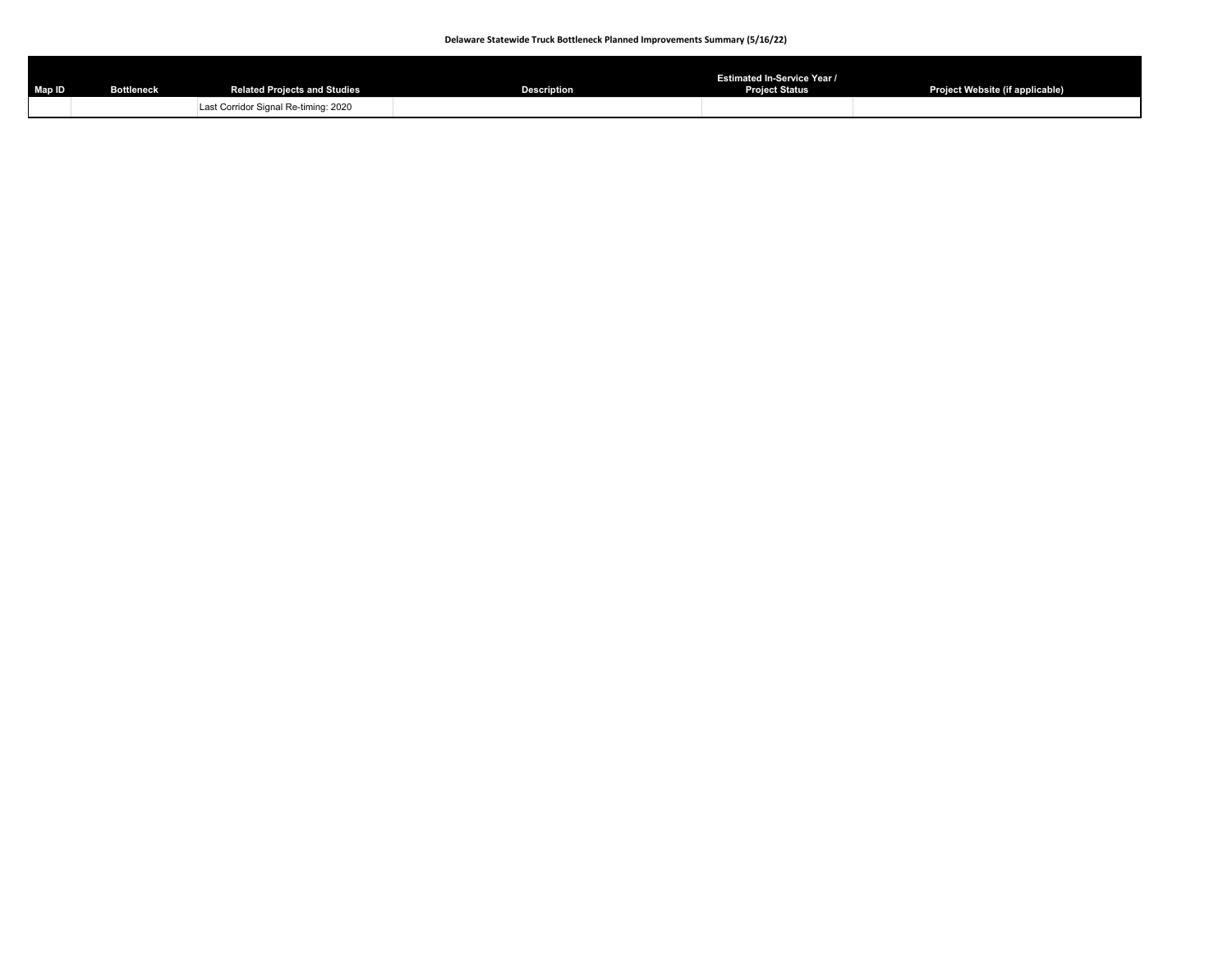**Delaware Statewide Truck Bottleneck Planned Improvements Summary (5/16/22)**

| Map ID | Bottleneck | Related Projects and Studies | Description | Estimated In-Service Year / Project Status | Project Website (if applicable) |
| --- | --- | --- | --- | --- | --- |
| | | Last Corridor Signal Re-timing: 2020 | | | |